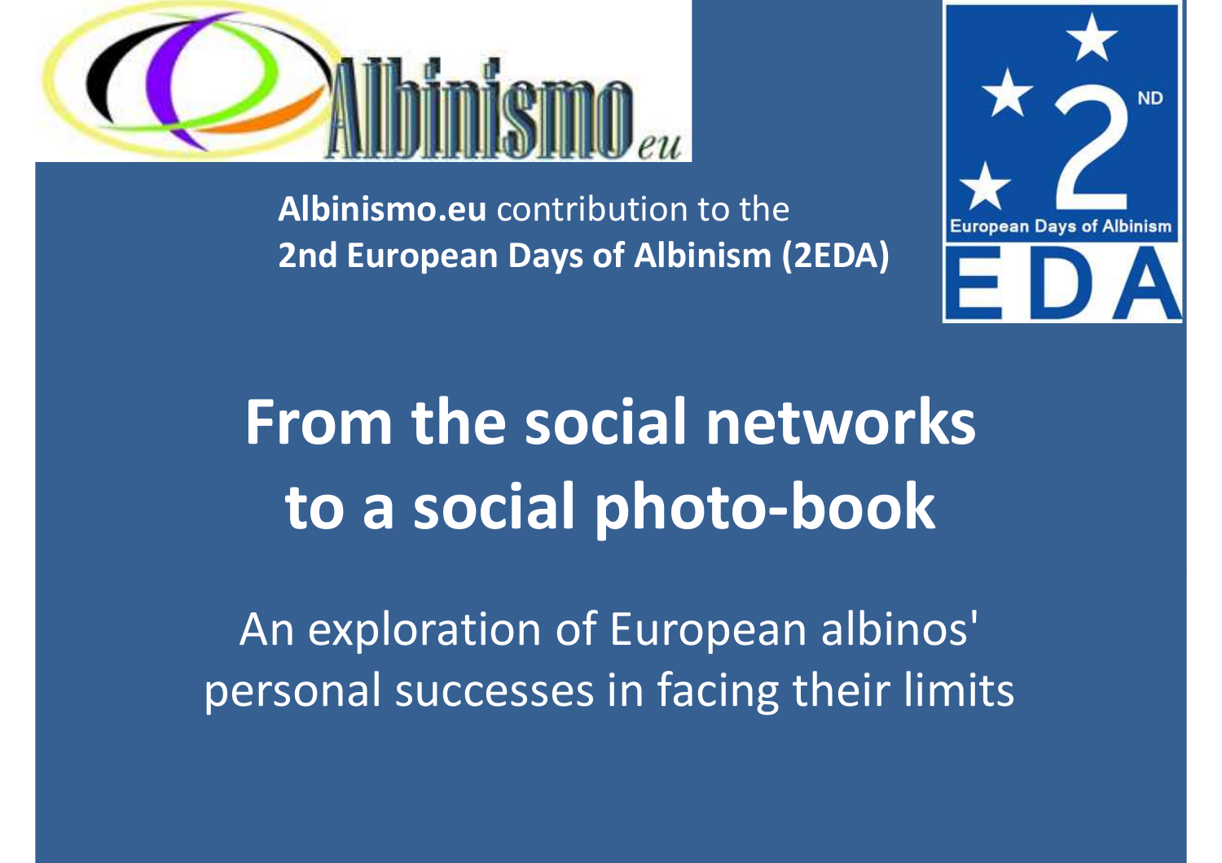**Albinismo.eu** contribution to the
**2nd European Days of Albinism (2EDA)**

# From the social networks to a social photo-book

An exploration of European albinos' personal successes in facing their limits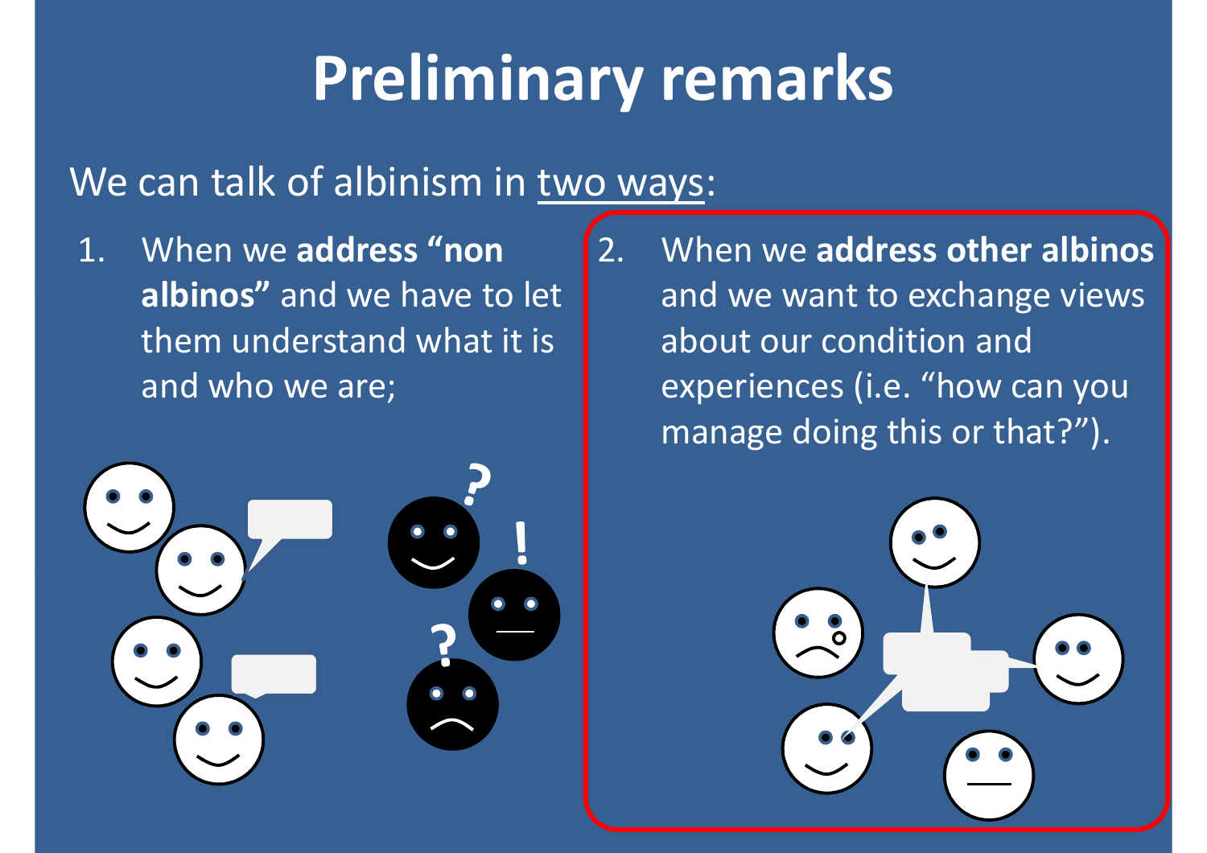# Preliminary remarks

We can talk of albinism in two ways:

1. When we **address "non albinos"** and we have to let them understand what it is and who we are;
2. When we **address other albinos** and we want to exchange views about our condition and experiences (i.e. "how can you manage doing this or that?").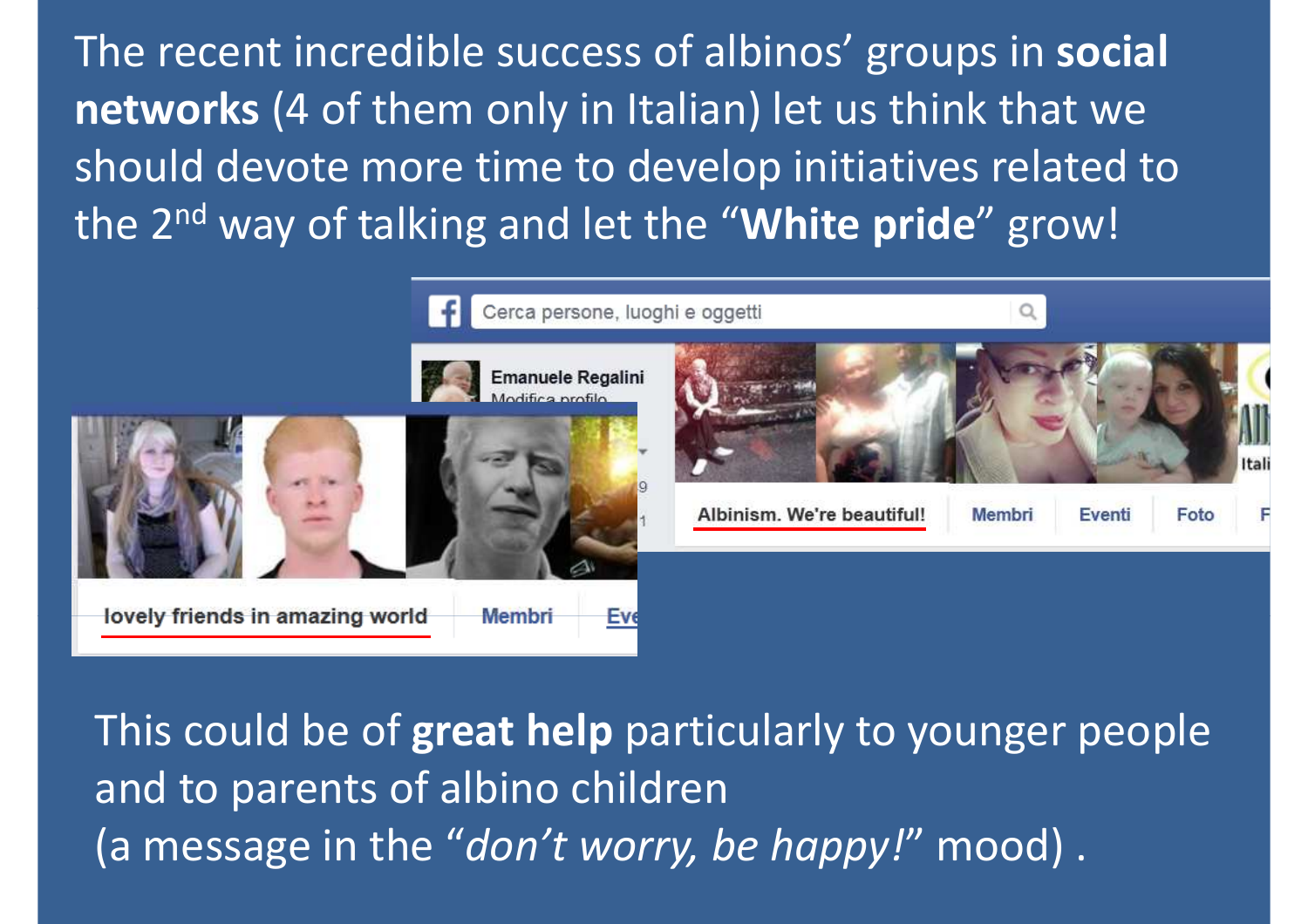The recent incredible success of albinos' groups in **social networks** (4 of them only in Italian) let us think that we should devote more time to develop initiatives related to the 2nd way of talking and let the "**White pride**" grow!

This could be of **great help** particularly to younger people and to parents of albino children (a message in the "*don't worry, be happy!*" mood) .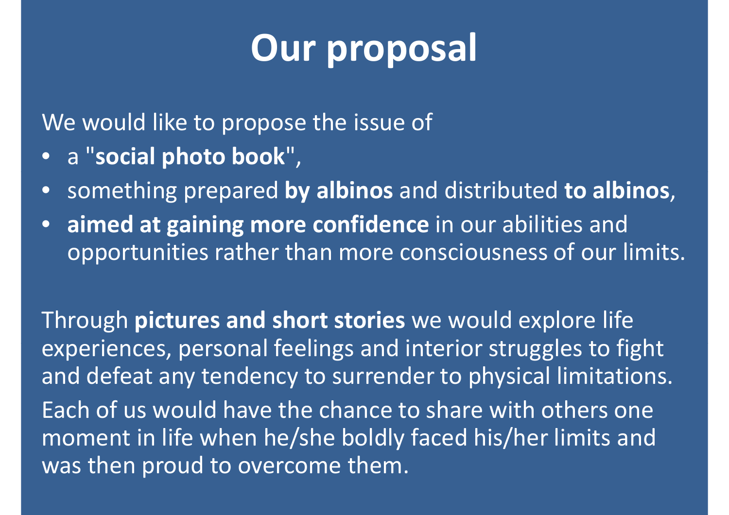# Our proposal

We would like to propose the issue of

- a "**social photo book**",
- something prepared **by albinos** and distributed **to albinos**,
- **aimed at gaining more confidence** in our abilities and opportunities rather than more consciousness of our limits.

Through **pictures and short stories** we would explore life experiences, personal feelings and interior struggles to fight and defeat any tendency to surrender to physical limitations.

Each of us would have the chance to share with others one moment in life when he/she boldly faced his/her limits and was then proud to overcome them.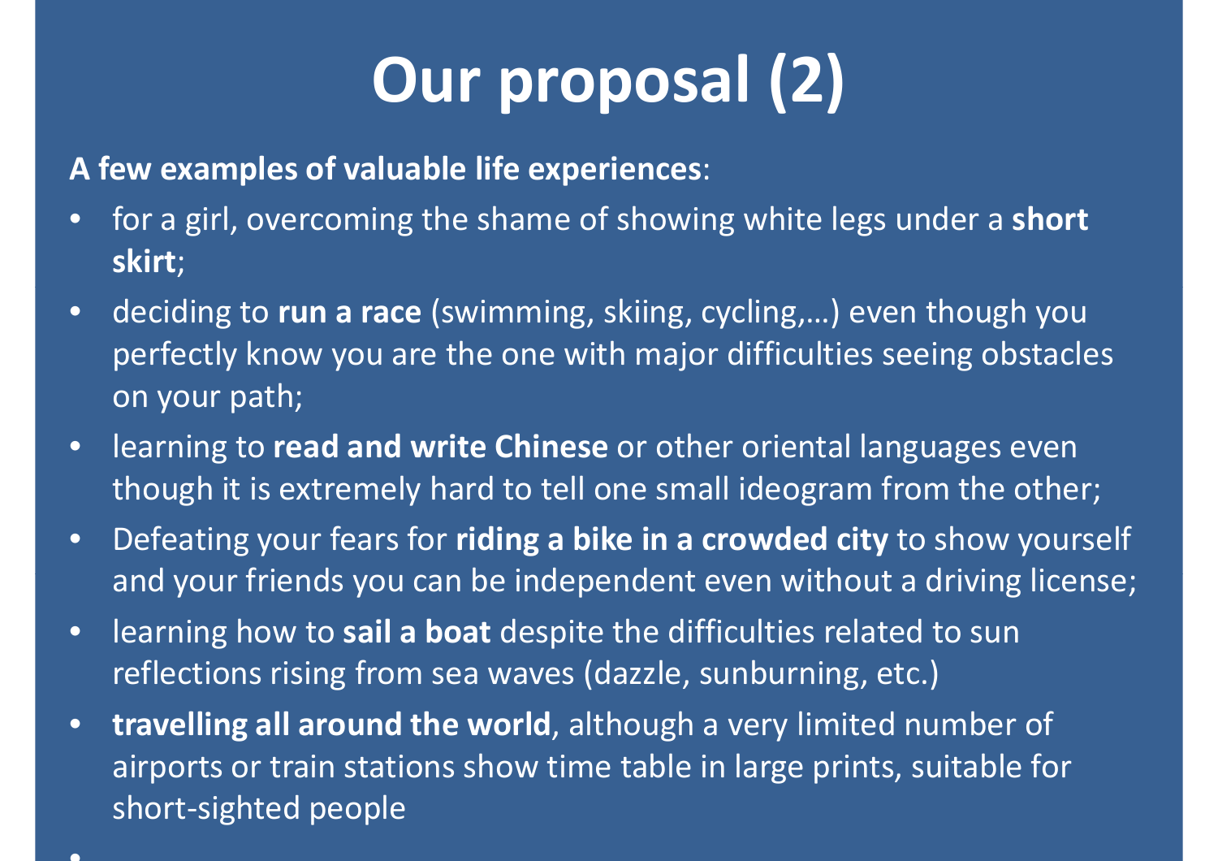# Our proposal (2)

**A few examples of valuable life experiences**:

- for a girl, overcoming the shame of showing white legs under a **short skirt**;
- deciding to **run a race** (swimming, skiing, cycling,…) even though you perfectly know you are the one with major difficulties seeing obstacles on your path;
- learning to **read and write Chinese** or other oriental languages even though it is extremely hard to tell one small ideogram from the other;
- Defeating your fears for **riding a bike in a crowded city** to show yourself and your friends you can be independent even without a driving license;
- learning how to **sail a boat** despite the difficulties related to sun reflections rising from sea waves (dazzle, sunburning, etc.)
- **travelling all around the world**, although a very limited number of airports or train stations show time table in large prints, suitable for short-sighted people
-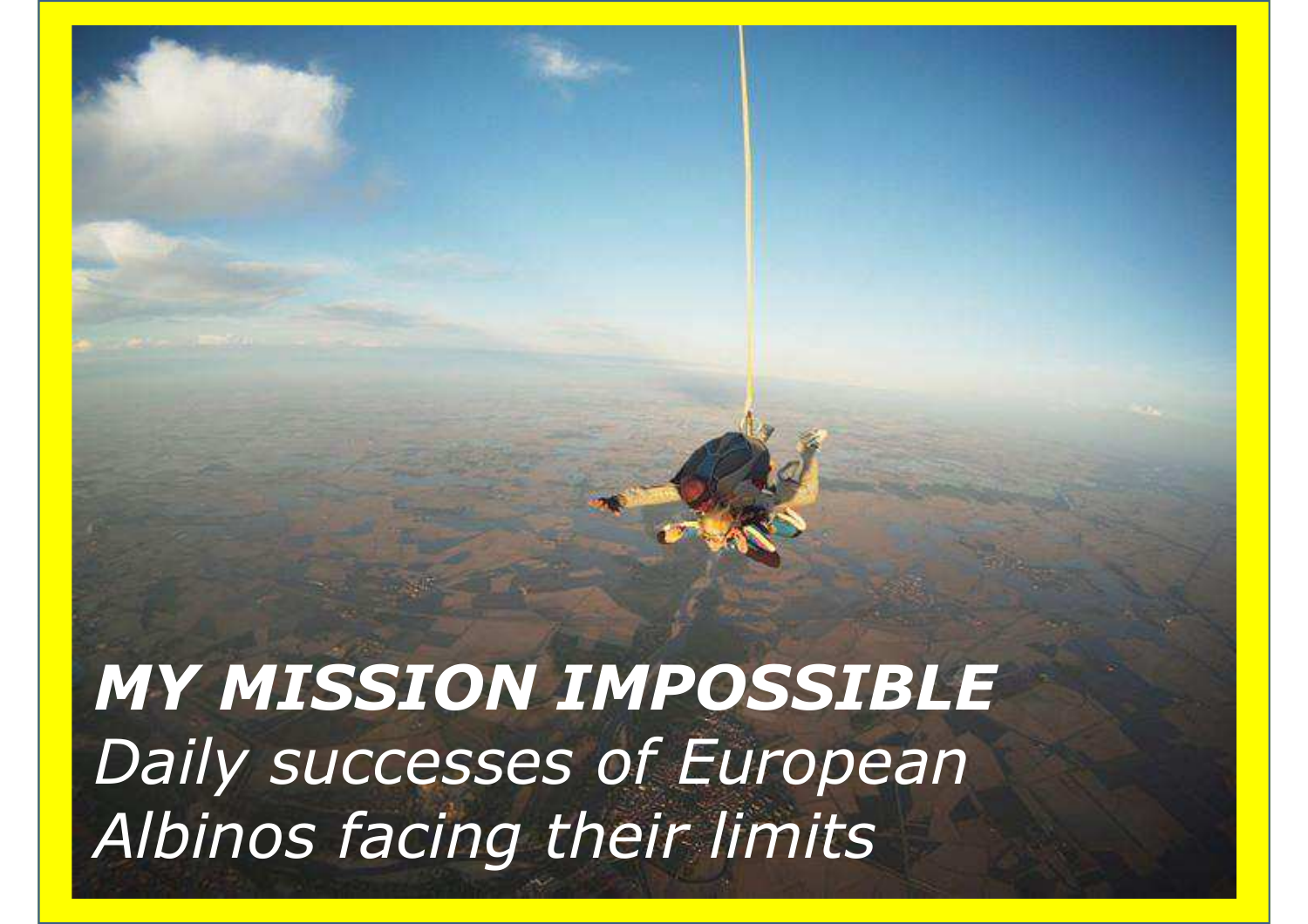***MY MISSION IMPOSSIBLE***

*Daily successes of European Albinos facing their limits*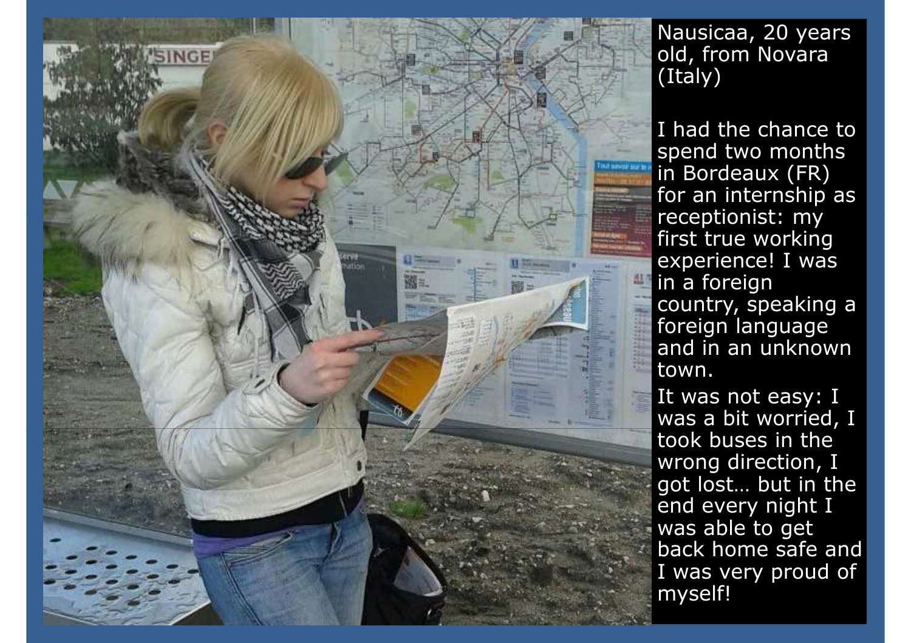Nausicaa, 20 years old, from Novara (Italy)

I had the chance to spend two months in Bordeaux (FR) for an internship as receptionist: my first true working experience! I was in a foreign country, speaking a foreign language and in an unknown town.

It was not easy: I was a bit worried, I took buses in the wrong direction, I got lost… but in the end every night I was able to get back home safe and I was very proud of myself!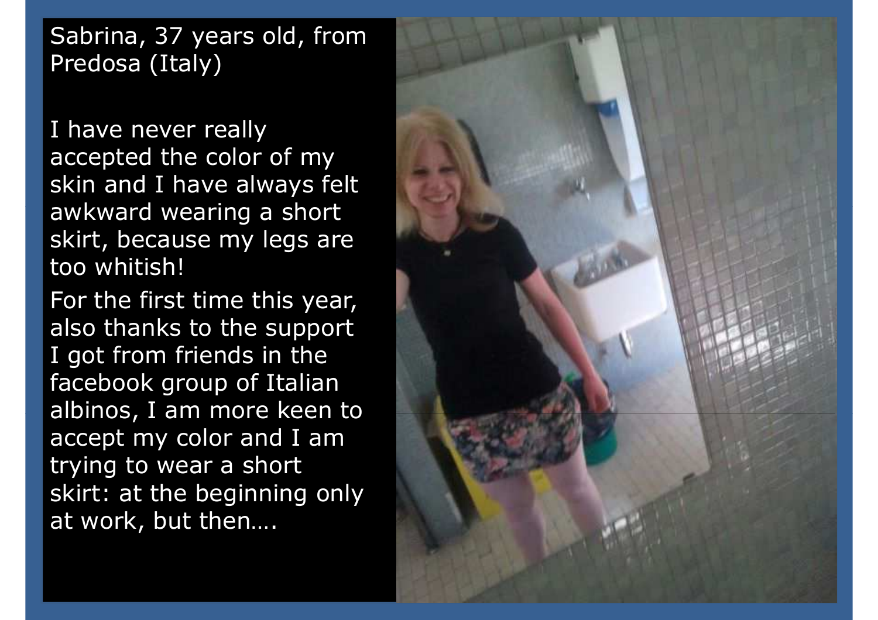Sabrina, 37 years old, from Predosa (Italy)

I have never really accepted the color of my skin and I have always felt awkward wearing a short skirt, because my legs are too whitish!

For the first time this year, also thanks to the support I got from friends in the facebook group of Italian albinos, I am more keen to accept my color and I am trying to wear a short skirt: at the beginning only at work, but then….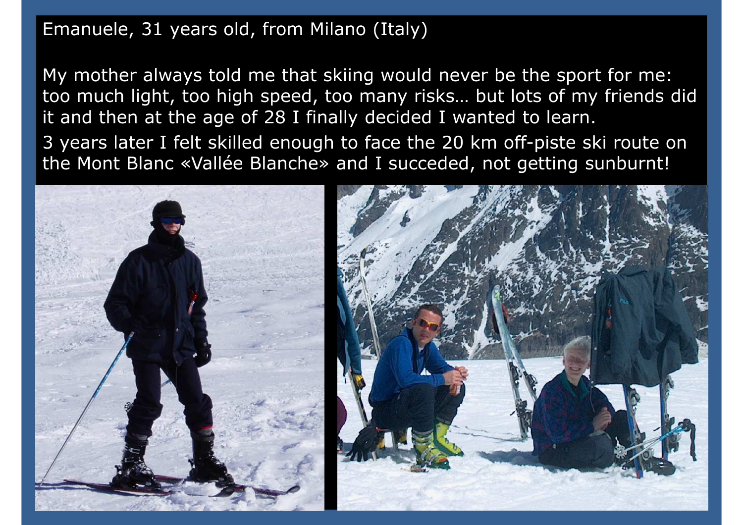Emanuele, 31 years old, from Milano (Italy)

My mother always told me that skiing would never be the sport for me: too much light, too high speed, too many risks… but lots of my friends did it and then at the age of 28 I finally decided I wanted to learn.

3 years later I felt skilled enough to face the 20 km off-piste ski route on the Mont Blanc «Vallée Blanche» and I succeded, not getting sunburnt!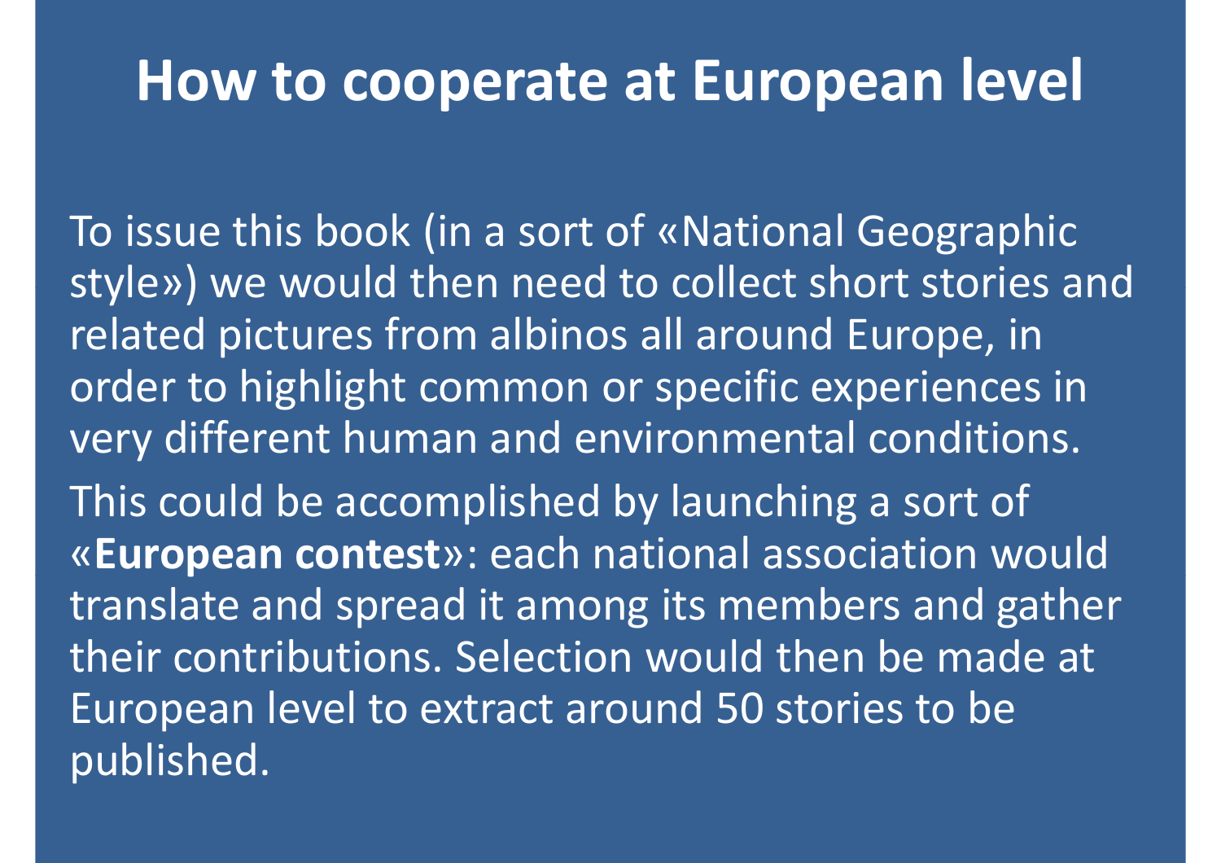# How to cooperate at European level

To issue this book (in a sort of «National Geographic style») we would then need to collect short stories and related pictures from albinos all around Europe, in order to highlight common or specific experiences in very different human and environmental conditions.

This could be accomplished by launching a sort of «**European contest**»: each national association would translate and spread it among its members and gather their contributions. Selection would then be made at European level to extract around 50 stories to be published.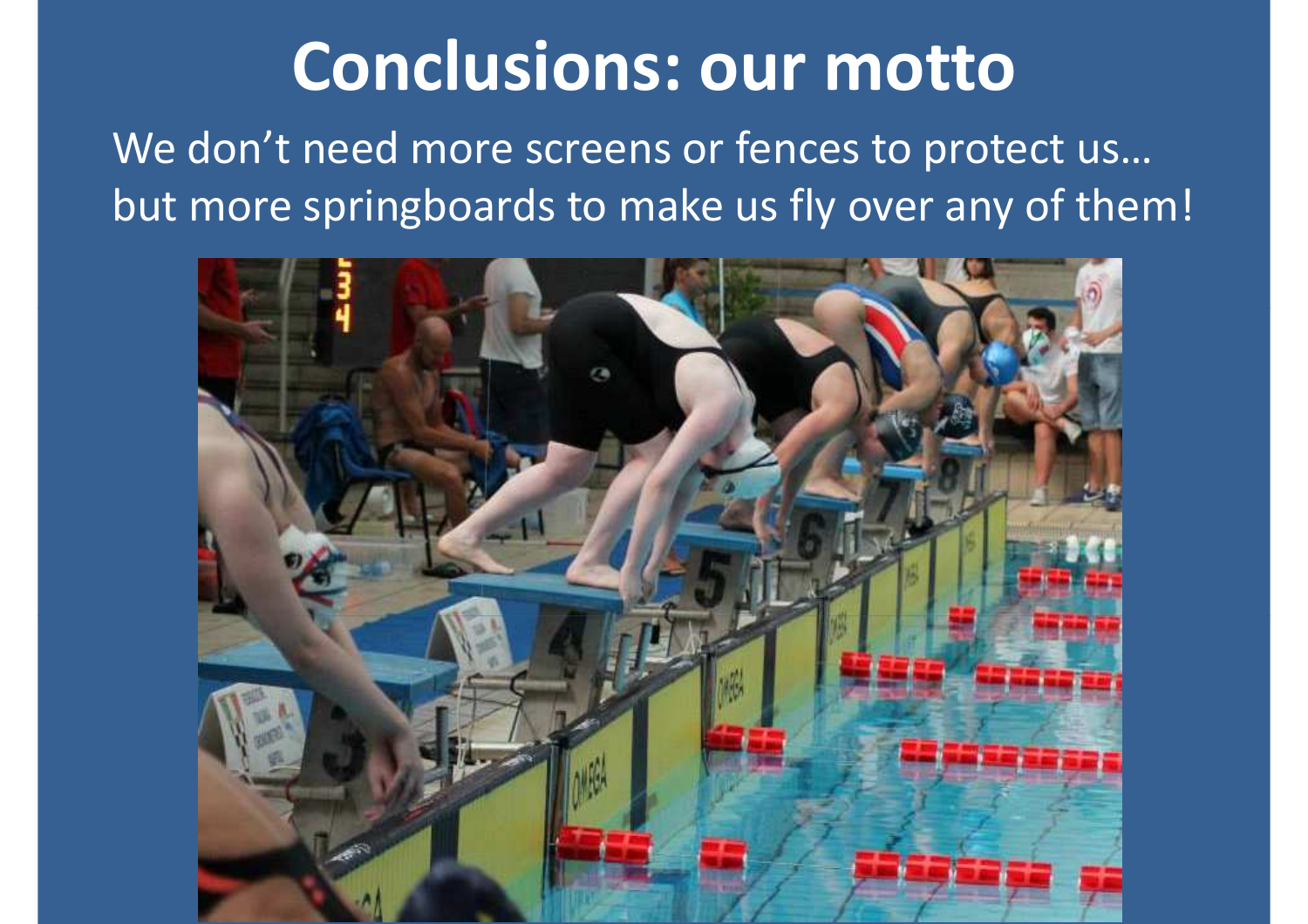# Conclusions: our motto

We don't need more screens or fences to protect us… but more springboards to make us fly over any of them!